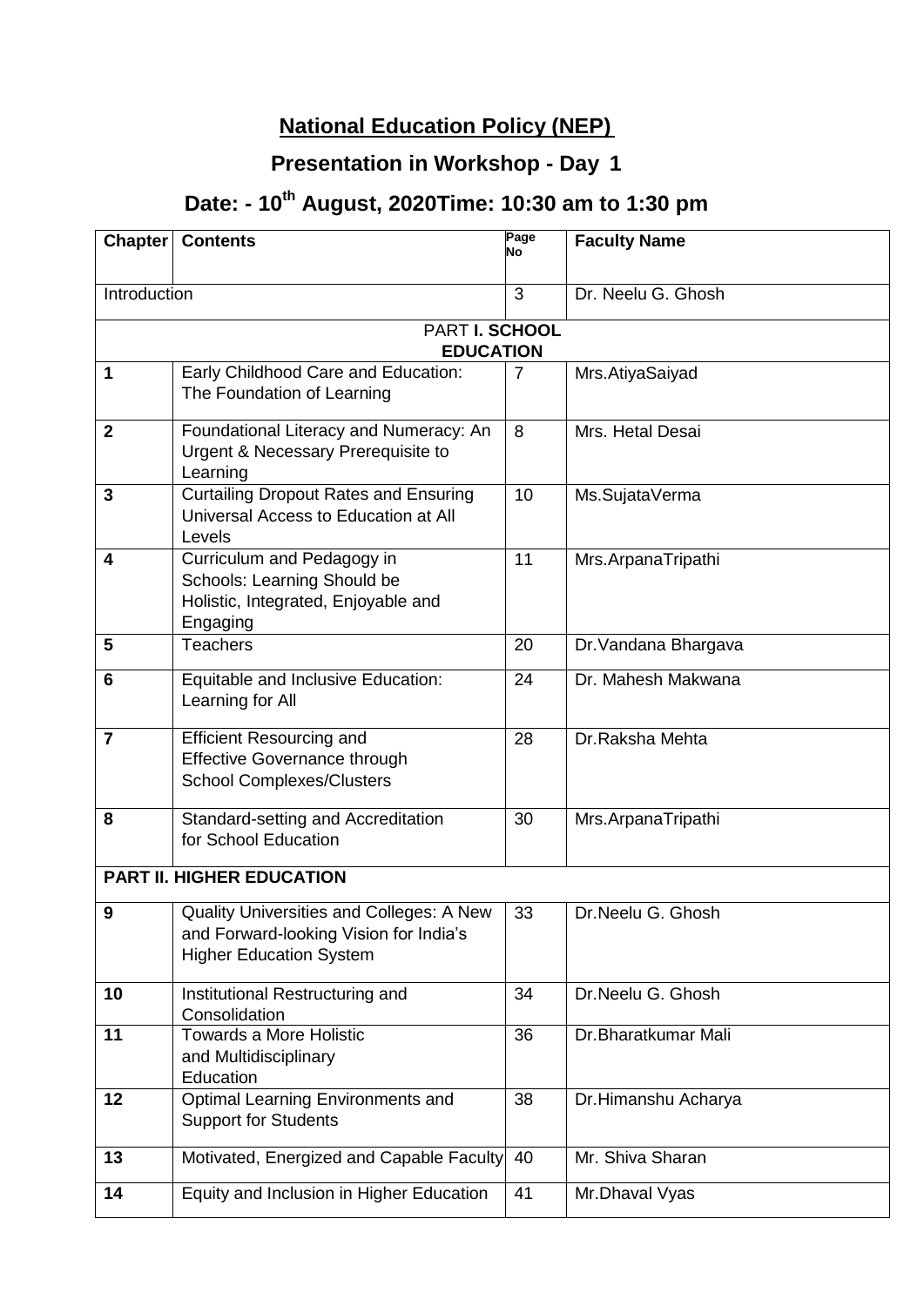# National Education Policy (NEP)

## Presentation in Workshop - Day 1

## Date: - 10th August, 2020Time: 10:30 am to 1:30 pm

| Chapter | Contents | Page No | Faculty Name |
|---|---|---|---|
| Introduction | | 3 | Dr. Neelu G. Ghosh |
| PART **I. SCHOOL EDUCATION** | | | |
| **1** | Early Childhood Care and Education: The Foundation of Learning | 7 | Mrs.AtiyaSaiyad |
| **2** | Foundational Literacy and Numeracy: An Urgent & Necessary Prerequisite to Learning | 8 | Mrs. Hetal Desai |
| **3** | Curtailing Dropout Rates and Ensuring Universal Access to Education at All Levels | 10 | Ms.SujataVerma |
| **4** | Curriculum and Pedagogy in Schools: Learning Should be Holistic, Integrated, Enjoyable and Engaging | 11 | Mrs.ArpanaTripathi |
| **5** | Teachers | 20 | Dr.Vandana Bhargava |
| **6** | Equitable and Inclusive Education: Learning for All | 24 | Dr. Mahesh Makwana |
| **7** | Efficient Resourcing and Effective Governance through School Complexes/Clusters | 28 | Dr.Raksha Mehta |
| **8** | Standard-setting and Accreditation for School Education | 30 | Mrs.ArpanaTripathi |
| **PART II. HIGHER EDUCATION** | | | |
| **9** | Quality Universities and Colleges: A New and Forward-looking Vision for India's Higher Education System | 33 | Dr.Neelu G. Ghosh |
| **10** | Institutional Restructuring and Consolidation | 34 | Dr.Neelu G. Ghosh |
| **11** | Towards a More Holistic and Multidisciplinary Education | 36 | Dr.Bharatkumar Mali |
| **12** | Optimal Learning Environments and Support for Students | 38 | Dr.Himanshu Acharya |
| **13** | Motivated, Energized and Capable Faculty | 40 | Mr. Shiva Sharan |
| **14** | Equity and Inclusion in Higher Education | 41 | Mr.Dhaval Vyas |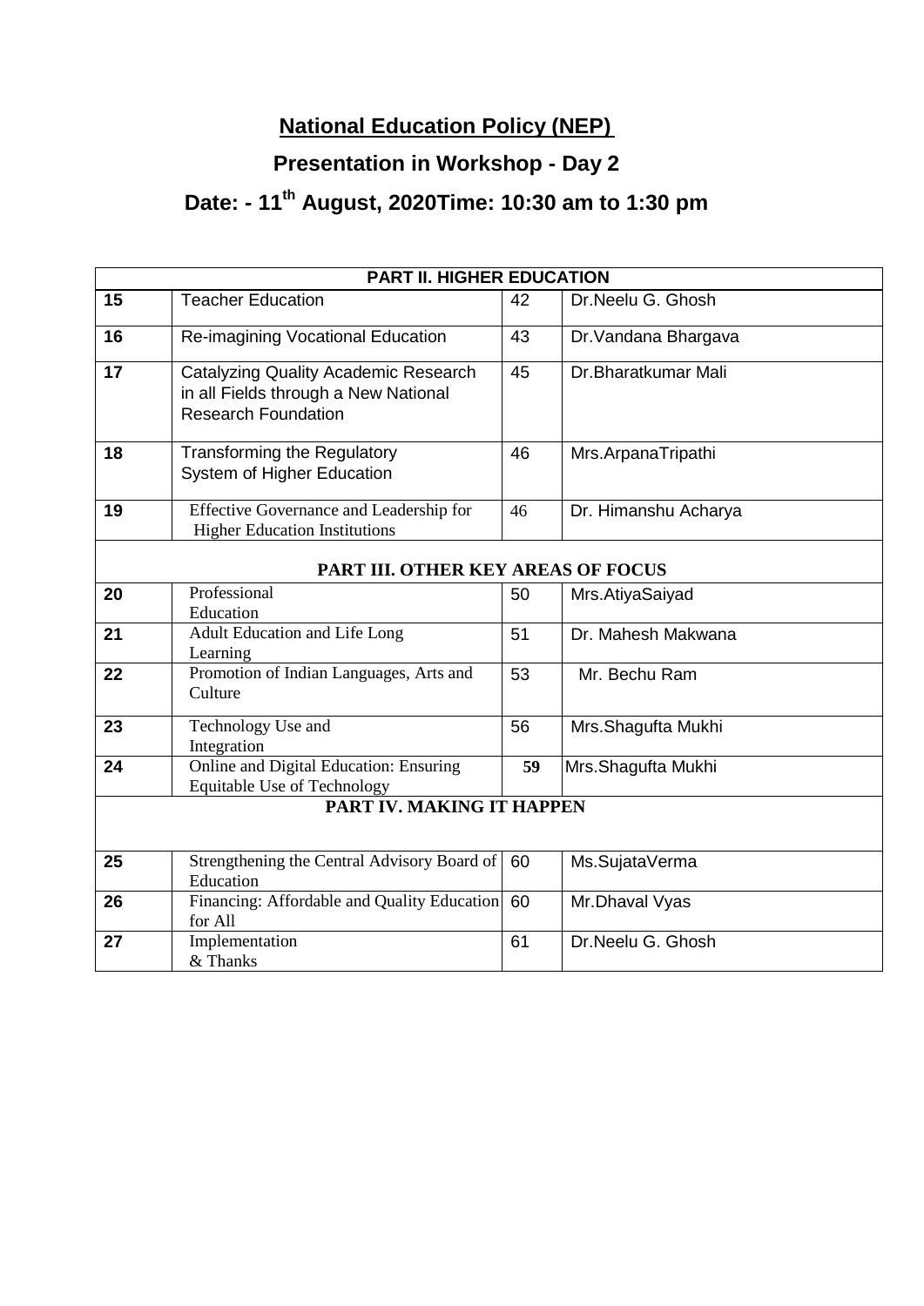# National Education Policy (NEP)

## Presentation in Workshop - Day 2

## Date: - 11th August, 2020Time: 10:30 am to 1:30 pm

| | | | |
|---|---|---|---|
| **PART II. HIGHER EDUCATION** | | | |
| **15** | Teacher Education | 42 | Dr.Neelu G. Ghosh |
| **16** | Re-imagining Vocational Education | 43 | Dr.Vandana Bhargava |
| **17** | Catalyzing Quality Academic Research in all Fields through a New National Research Foundation | 45 | Dr.Bharatkumar Mali |
| **18** | Transforming the Regulatory System of Higher Education | 46 | Mrs.ArpanaTripathi |
| **19** | Effective Governance and Leadership for Higher Education Institutions | 46 | Dr. Himanshu Acharya |
| **PART III. OTHER KEY AREAS OF FOCUS** | | | |
| **20** | Professional Education | 50 | Mrs.AtiyaSaiyad |
| **21** | Adult Education and Life Long Learning | 51 | Dr. Mahesh Makwana |
| **22** | Promotion of Indian Languages, Arts and Culture | 53 | Mr. Bechu Ram |
| **23** | Technology Use and Integration | 56 | Mrs.Shagufta Mukhi |
| **24** | Online and Digital Education: Ensuring Equitable Use of Technology | **59** | Mrs.Shagufta Mukhi |
| **PART IV. MAKING IT HAPPEN** | | | |
| **25** | Strengthening the Central Advisory Board of Education | 60 | Ms.SujataVerma |
| **26** | Financing: Affordable and Quality Education for All | 60 | Mr.Dhaval Vyas |
| **27** | Implementation & Thanks | 61 | Dr.Neelu G. Ghosh |